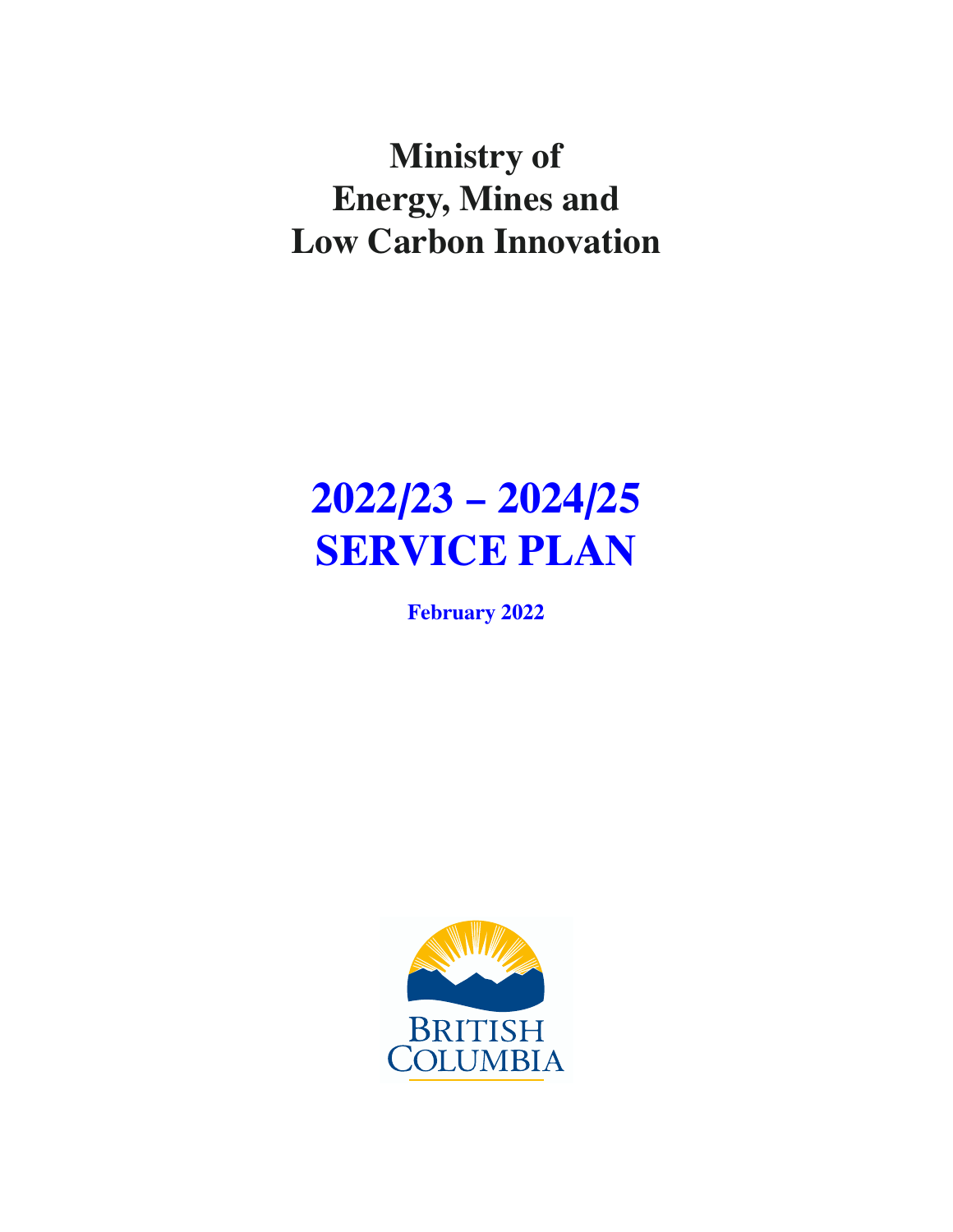# Ministry of Energy, Mines and Low Carbon Innovation

# 2022/23 – 2024/25 SERVICE PLAN

**February 2022**

BRITISH COLUMBIA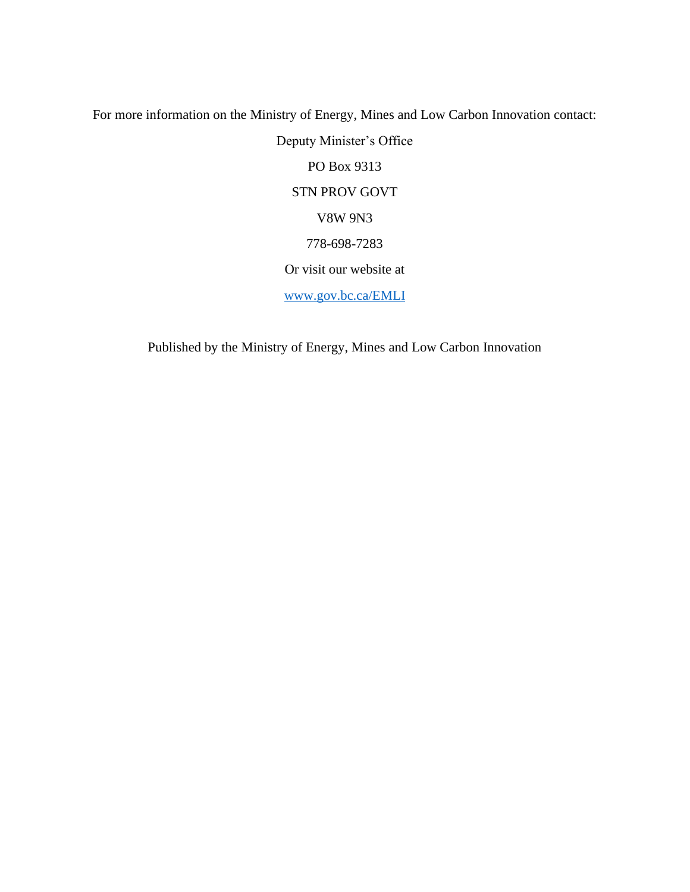For more information on the Ministry of Energy, Mines and Low Carbon Innovation contact:

Deputy Minister's Office

PO Box 9313

STN PROV GOVT

V8W 9N3

778-698-7283

Or visit our website at

[www.gov.bc.ca/EMLI](http://www.gov.bc.ca/EMLI)

Published by the Ministry of Energy, Mines and Low Carbon Innovation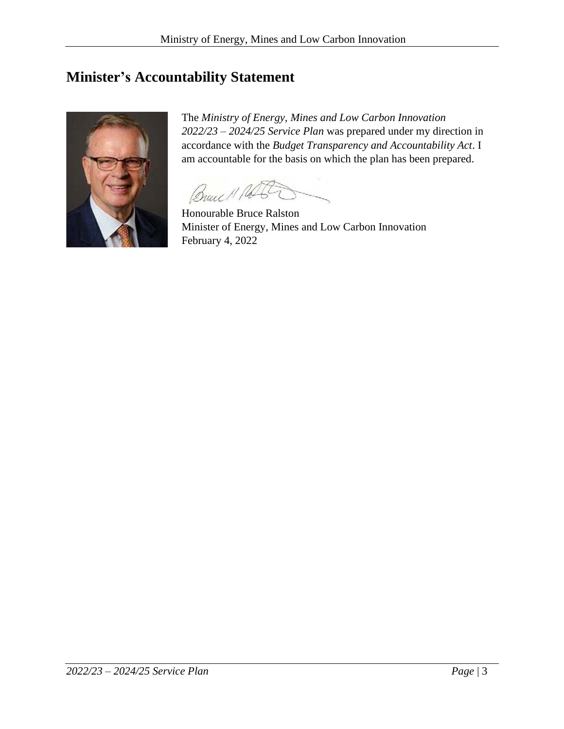# Minister's Accountability Statement

The *Ministry of Energy, Mines and Low Carbon Innovation 2022/23 – 2024/25 Service Plan* was prepared under my direction in accordance with the *Budget Transparency and Accountability Act*. I am accountable for the basis on which the plan has been prepared.

Honourable Bruce Ralston
Minister of Energy, Mines and Low Carbon Innovation
February 4, 2022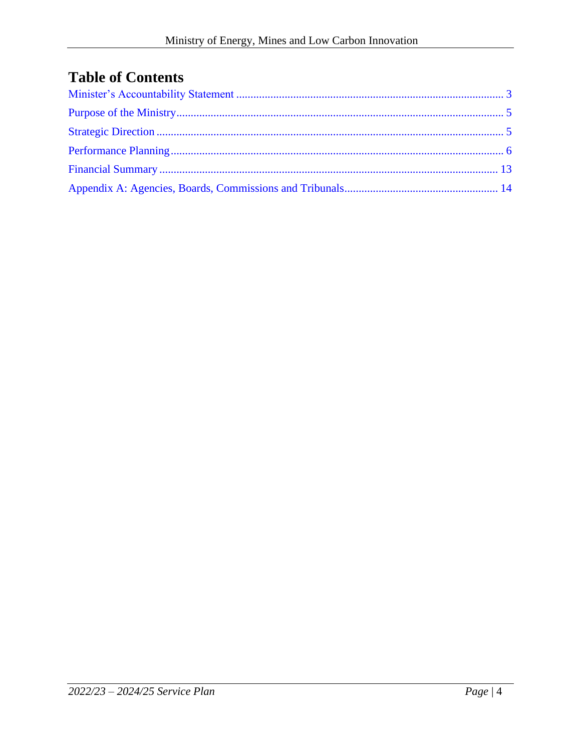# Table of Contents

Minister's Accountability Statement ..... 3

Purpose of the Ministry ..... 5

Strategic Direction ..... 5

Performance Planning ..... 6

Financial Summary ..... 13

Appendix A: Agencies, Boards, Commissions and Tribunals ..... 14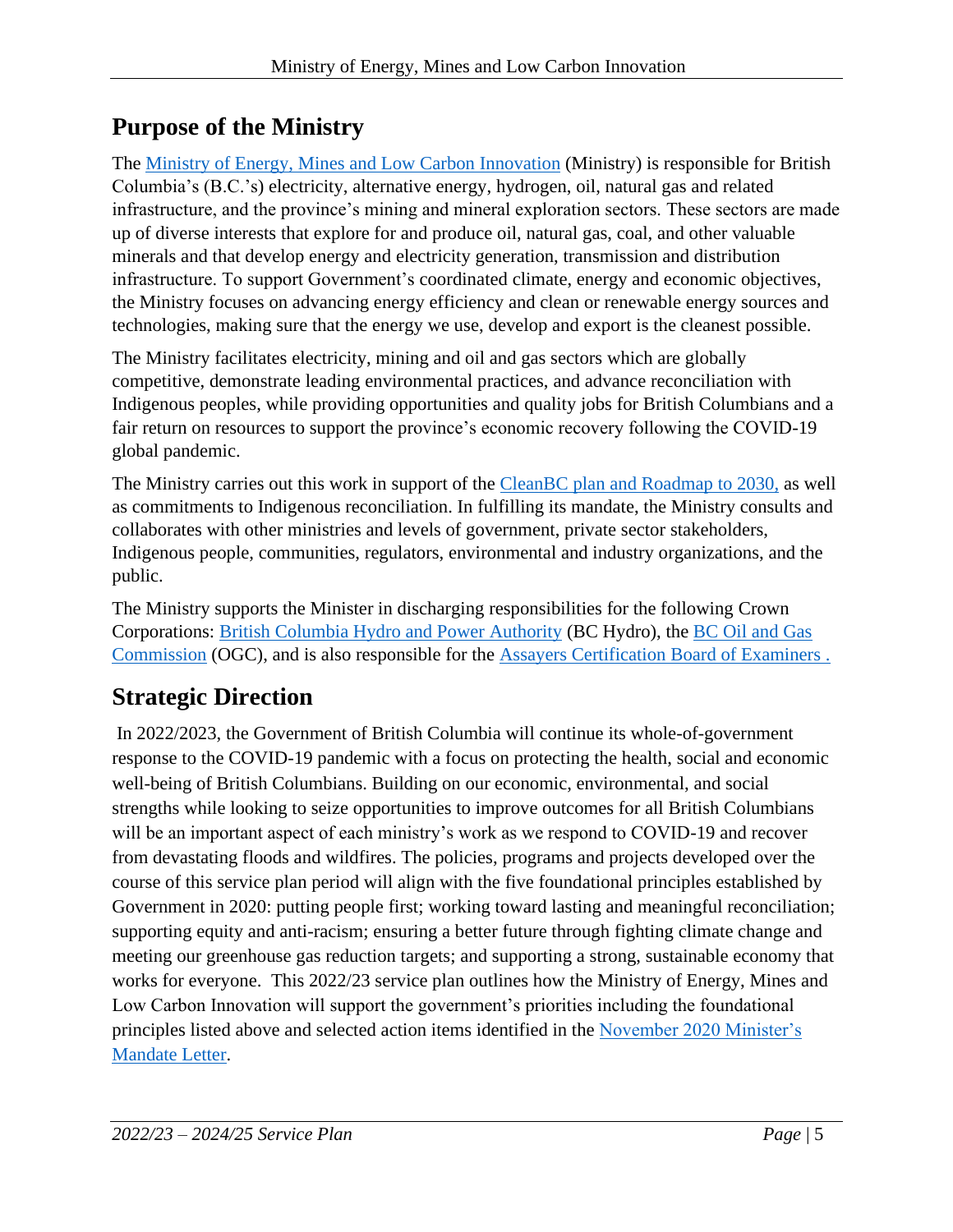# Purpose of the Ministry

The Ministry of Energy, Mines and Low Carbon Innovation (Ministry) is responsible for British Columbia's (B.C.'s) electricity, alternative energy, hydrogen, oil, natural gas and related infrastructure, and the province's mining and mineral exploration sectors. These sectors are made up of diverse interests that explore for and produce oil, natural gas, coal, and other valuable minerals and that develop energy and electricity generation, transmission and distribution infrastructure. To support Government's coordinated climate, energy and economic objectives, the Ministry focuses on advancing energy efficiency and clean or renewable energy sources and technologies, making sure that the energy we use, develop and export is the cleanest possible.

The Ministry facilitates electricity, mining and oil and gas sectors which are globally competitive, demonstrate leading environmental practices, and advance reconciliation with Indigenous peoples, while providing opportunities and quality jobs for British Columbians and a fair return on resources to support the province's economic recovery following the COVID-19 global pandemic.

The Ministry carries out this work in support of the CleanBC plan and Roadmap to 2030, as well as commitments to Indigenous reconciliation. In fulfilling its mandate, the Ministry consults and collaborates with other ministries and levels of government, private sector stakeholders, Indigenous people, communities, regulators, environmental and industry organizations, and the public.

The Ministry supports the Minister in discharging responsibilities for the following Crown Corporations: British Columbia Hydro and Power Authority (BC Hydro), the BC Oil and Gas Commission (OGC), and is also responsible for the Assayers Certification Board of Examiners .

# Strategic Direction

In 2022/2023, the Government of British Columbia will continue its whole-of-government response to the COVID-19 pandemic with a focus on protecting the health, social and economic well-being of British Columbians. Building on our economic, environmental, and social strengths while looking to seize opportunities to improve outcomes for all British Columbians will be an important aspect of each ministry's work as we respond to COVID-19 and recover from devastating floods and wildfires. The policies, programs and projects developed over the course of this service plan period will align with the five foundational principles established by Government in 2020: putting people first; working toward lasting and meaningful reconciliation; supporting equity and anti-racism; ensuring a better future through fighting climate change and meeting our greenhouse gas reduction targets; and supporting a strong, sustainable economy that works for everyone. This 2022/23 service plan outlines how the Ministry of Energy, Mines and Low Carbon Innovation will support the government's priorities including the foundational principles listed above and selected action items identified in the November 2020 Minister's Mandate Letter.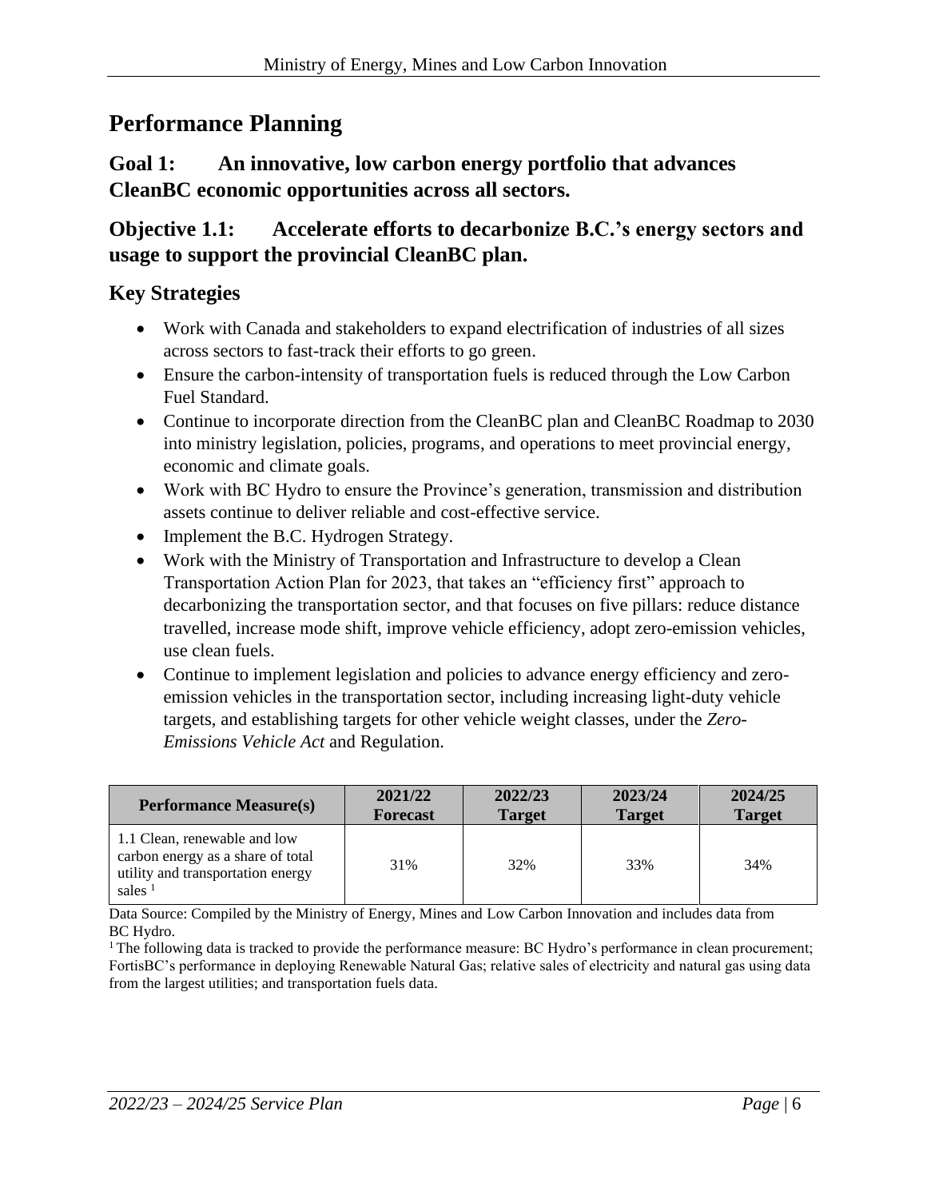# Performance Planning

## Goal 1: An innovative, low carbon energy portfolio that advances CleanBC economic opportunities across all sectors.

## Objective 1.1: Accelerate efforts to decarbonize B.C.'s energy sectors and usage to support the provincial CleanBC plan.

### Key Strategies

- Work with Canada and stakeholders to expand electrification of industries of all sizes across sectors to fast-track their efforts to go green.
- Ensure the carbon-intensity of transportation fuels is reduced through the Low Carbon Fuel Standard.
- Continue to incorporate direction from the CleanBC plan and CleanBC Roadmap to 2030 into ministry legislation, policies, programs, and operations to meet provincial energy, economic and climate goals.
- Work with BC Hydro to ensure the Province's generation, transmission and distribution assets continue to deliver reliable and cost-effective service.
- Implement the B.C. Hydrogen Strategy.
- Work with the Ministry of Transportation and Infrastructure to develop a Clean Transportation Action Plan for 2023, that takes an "efficiency first" approach to decarbonizing the transportation sector, and that focuses on five pillars: reduce distance travelled, increase mode shift, improve vehicle efficiency, adopt zero-emission vehicles, use clean fuels.
- Continue to implement legislation and policies to advance energy efficiency and zero-emission vehicles in the transportation sector, including increasing light-duty vehicle targets, and establishing targets for other vehicle weight classes, under the *Zero-Emissions Vehicle Act* and Regulation.

| Performance Measure(s) | 2021/22 Forecast | 2022/23 Target | 2023/24 Target | 2024/25 Target |
|---|---|---|---|---|
| 1.1 Clean, renewable and low carbon energy as a share of total utility and transportation energy sales [1] | 31% | 32% | 33% | 34% |

Data Source: Compiled by the Ministry of Energy, Mines and Low Carbon Innovation and includes data from BC Hydro.

[1] The following data is tracked to provide the performance measure: BC Hydro's performance in clean procurement; FortisBC's performance in deploying Renewable Natural Gas; relative sales of electricity and natural gas using data from the largest utilities; and transportation fuels data.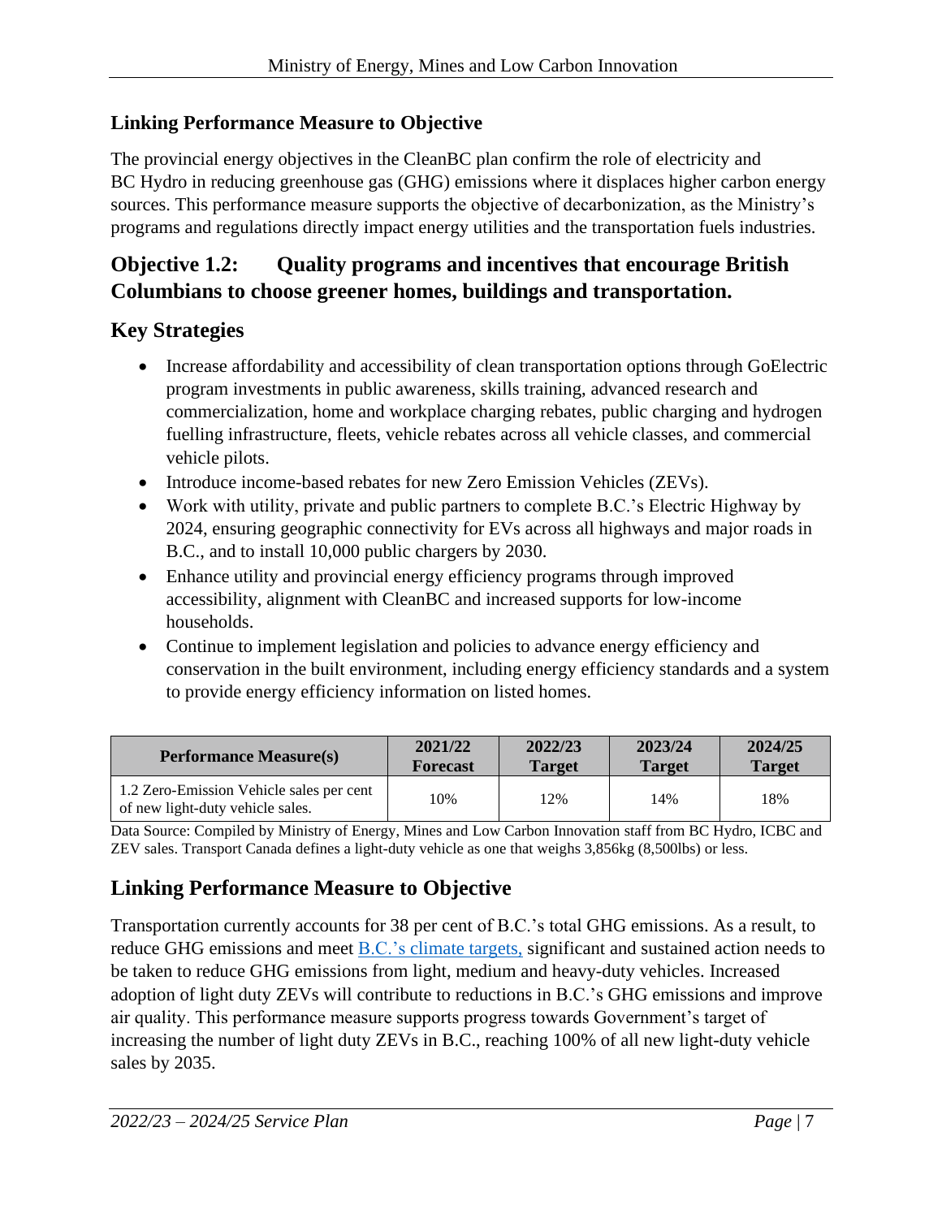### Linking Performance Measure to Objective

The provincial energy objectives in the CleanBC plan confirm the role of electricity and BC Hydro in reducing greenhouse gas (GHG) emissions where it displaces higher carbon energy sources. This performance measure supports the objective of decarbonization, as the Ministry's programs and regulations directly impact energy utilities and the transportation fuels industries.

## Objective 1.2: Quality programs and incentives that encourage British Columbians to choose greener homes, buildings and transportation.

## Key Strategies

- Increase affordability and accessibility of clean transportation options through GoElectric program investments in public awareness, skills training, advanced research and commercialization, home and workplace charging rebates, public charging and hydrogen fuelling infrastructure, fleets, vehicle rebates across all vehicle classes, and commercial vehicle pilots.
- Introduce income-based rebates for new Zero Emission Vehicles (ZEVs).
- Work with utility, private and public partners to complete B.C.'s Electric Highway by 2024, ensuring geographic connectivity for EVs across all highways and major roads in B.C., and to install 10,000 public chargers by 2030.
- Enhance utility and provincial energy efficiency programs through improved accessibility, alignment with CleanBC and increased supports for low-income households.
- Continue to implement legislation and policies to advance energy efficiency and conservation in the built environment, including energy efficiency standards and a system to provide energy efficiency information on listed homes.

| Performance Measure(s) | 2021/22 Forecast | 2022/23 Target | 2023/24 Target | 2024/25 Target |
|---|---|---|---|---|
| 1.2 Zero-Emission Vehicle sales per cent of new light-duty vehicle sales. | 10% | 12% | 14% | 18% |

Data Source: Compiled by Ministry of Energy, Mines and Low Carbon Innovation staff from BC Hydro, ICBC and ZEV sales. Transport Canada defines a light-duty vehicle as one that weighs 3,856kg (8,500lbs) or less.

## Linking Performance Measure to Objective

Transportation currently accounts for 38 per cent of B.C.'s total GHG emissions. As a result, to reduce GHG emissions and meet B.C.'s climate targets, significant and sustained action needs to be taken to reduce GHG emissions from light, medium and heavy-duty vehicles. Increased adoption of light duty ZEVs will contribute to reductions in B.C.'s GHG emissions and improve air quality. This performance measure supports progress towards Government's target of increasing the number of light duty ZEVs in B.C., reaching 100% of all new light-duty vehicle sales by 2035.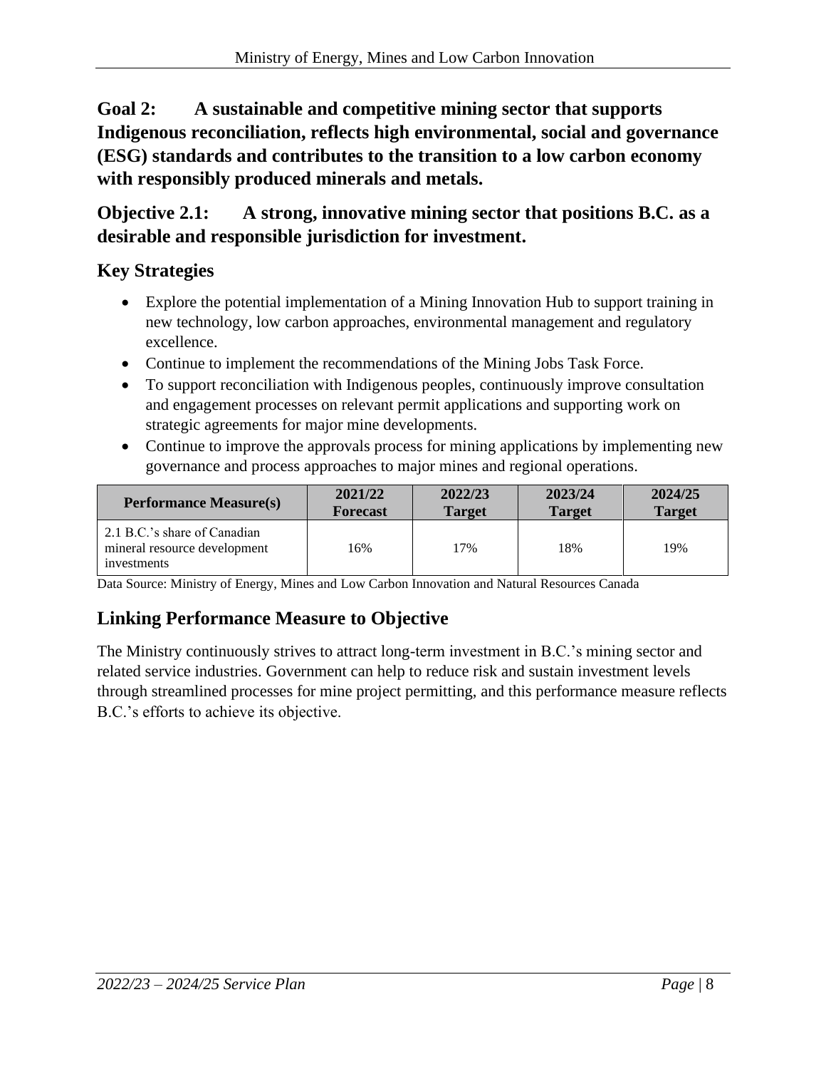## Goal 2: A sustainable and competitive mining sector that supports Indigenous reconciliation, reflects high environmental, social and governance (ESG) standards and contributes to the transition to a low carbon economy with responsibly produced minerals and metals.

### Objective 2.1: A strong, innovative mining sector that positions B.C. as a desirable and responsible jurisdiction for investment.

### Key Strategies

- Explore the potential implementation of a Mining Innovation Hub to support training in new technology, low carbon approaches, environmental management and regulatory excellence.
- Continue to implement the recommendations of the Mining Jobs Task Force.
- To support reconciliation with Indigenous peoples, continuously improve consultation and engagement processes on relevant permit applications and supporting work on strategic agreements for major mine developments.
- Continue to improve the approvals process for mining applications by implementing new governance and process approaches to major mines and regional operations.

| Performance Measure(s) | 2021/22 Forecast | 2022/23 Target | 2023/24 Target | 2024/25 Target |
|---|---|---|---|---|
| 2.1 B.C.'s share of Canadian mineral resource development investments | 16% | 17% | 18% | 19% |

Data Source: Ministry of Energy, Mines and Low Carbon Innovation and Natural Resources Canada

### Linking Performance Measure to Objective

The Ministry continuously strives to attract long-term investment in B.C.'s mining sector and related service industries. Government can help to reduce risk and sustain investment levels through streamlined processes for mine project permitting, and this performance measure reflects B.C.'s efforts to achieve its objective.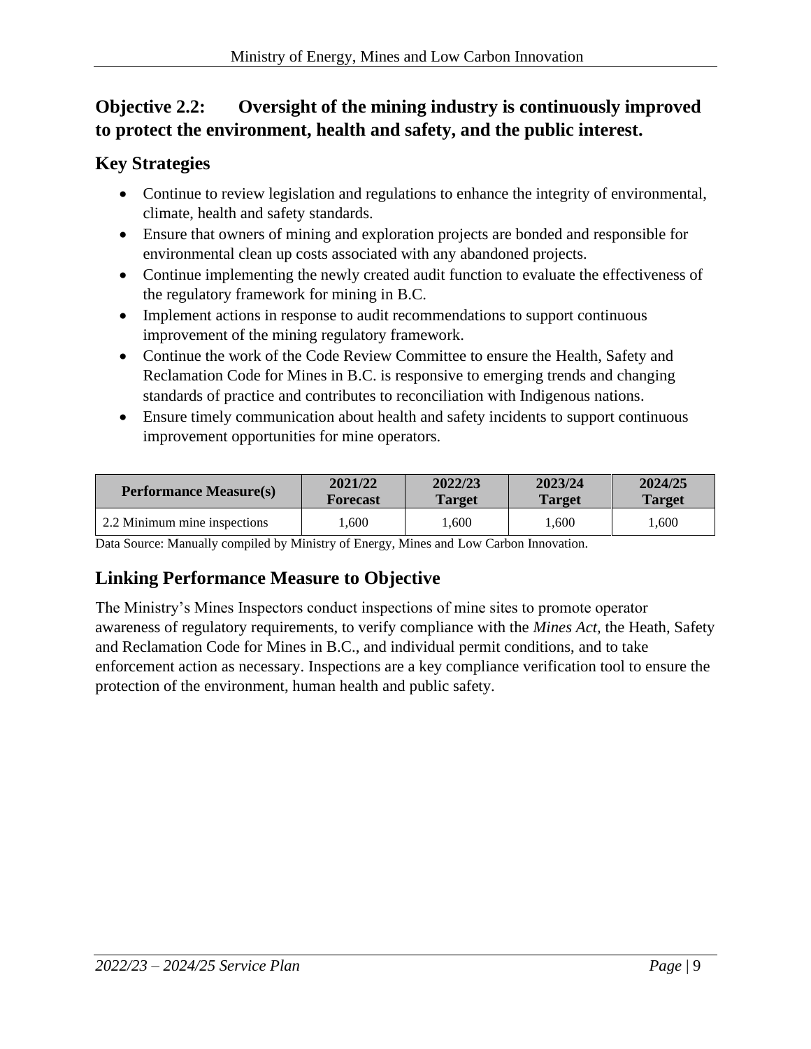## Objective 2.2: Oversight of the mining industry is continuously improved to protect the environment, health and safety, and the public interest.

### Key Strategies

- Continue to review legislation and regulations to enhance the integrity of environmental, climate, health and safety standards.
- Ensure that owners of mining and exploration projects are bonded and responsible for environmental clean up costs associated with any abandoned projects.
- Continue implementing the newly created audit function to evaluate the effectiveness of the regulatory framework for mining in B.C.
- Implement actions in response to audit recommendations to support continuous improvement of the mining regulatory framework.
- Continue the work of the Code Review Committee to ensure the Health, Safety and Reclamation Code for Mines in B.C. is responsive to emerging trends and changing standards of practice and contributes to reconciliation with Indigenous nations.
- Ensure timely communication about health and safety incidents to support continuous improvement opportunities for mine operators.

| Performance Measure(s) | 2021/22 Forecast | 2022/23 Target | 2023/24 Target | 2024/25 Target |
|---|---|---|---|---|
| 2.2 Minimum mine inspections | 1,600 | 1,600 | 1,600 | 1,600 |

Data Source: Manually compiled by Ministry of Energy, Mines and Low Carbon Innovation.

### Linking Performance Measure to Objective

The Ministry's Mines Inspectors conduct inspections of mine sites to promote operator awareness of regulatory requirements, to verify compliance with the *Mines Act*, the Heath, Safety and Reclamation Code for Mines in B.C., and individual permit conditions, and to take enforcement action as necessary. Inspections are a key compliance verification tool to ensure the protection of the environment, human health and public safety.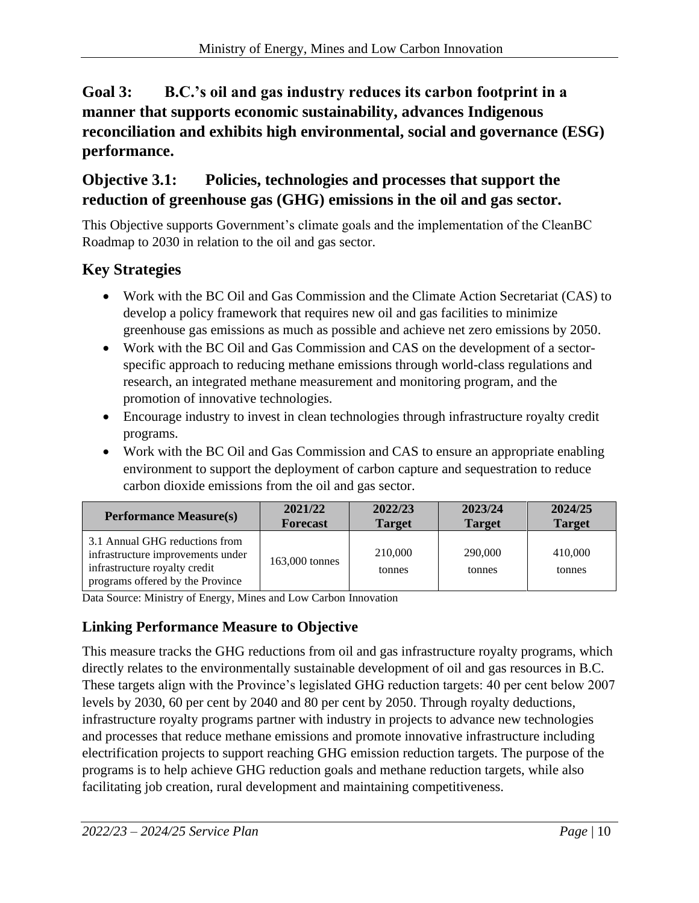## Goal 3: B.C.'s oil and gas industry reduces its carbon footprint in a manner that supports economic sustainability, advances Indigenous reconciliation and exhibits high environmental, social and governance (ESG) performance.

### Objective 3.1: Policies, technologies and processes that support the reduction of greenhouse gas (GHG) emissions in the oil and gas sector.

This Objective supports Government's climate goals and the implementation of the CleanBC Roadmap to 2030 in relation to the oil and gas sector.

### Key Strategies

- Work with the BC Oil and Gas Commission and the Climate Action Secretariat (CAS) to develop a policy framework that requires new oil and gas facilities to minimize greenhouse gas emissions as much as possible and achieve net zero emissions by 2050.
- Work with the BC Oil and Gas Commission and CAS on the development of a sector-specific approach to reducing methane emissions through world-class regulations and research, an integrated methane measurement and monitoring program, and the promotion of innovative technologies.
- Encourage industry to invest in clean technologies through infrastructure royalty credit programs.
- Work with the BC Oil and Gas Commission and CAS to ensure an appropriate enabling environment to support the deployment of carbon capture and sequestration to reduce carbon dioxide emissions from the oil and gas sector.

| Performance Measure(s) | 2021/22 Forecast | 2022/23 Target | 2023/24 Target | 2024/25 Target |
|---|---|---|---|---|
| 3.1 Annual GHG reductions from infrastructure improvements under infrastructure royalty credit programs offered by the Province | 163,000 tonnes | 210,000 tonnes | 290,000 tonnes | 410,000 tonnes |

Data Source: Ministry of Energy, Mines and Low Carbon Innovation

### Linking Performance Measure to Objective

This measure tracks the GHG reductions from oil and gas infrastructure royalty programs, which directly relates to the environmentally sustainable development of oil and gas resources in B.C. These targets align with the Province's legislated GHG reduction targets: 40 per cent below 2007 levels by 2030, 60 per cent by 2040 and 80 per cent by 2050. Through royalty deductions, infrastructure royalty programs partner with industry in projects to advance new technologies and processes that reduce methane emissions and promote innovative infrastructure including electrification projects to support reaching GHG emission reduction targets. The purpose of the programs is to help achieve GHG reduction goals and methane reduction targets, while also facilitating job creation, rural development and maintaining competitiveness.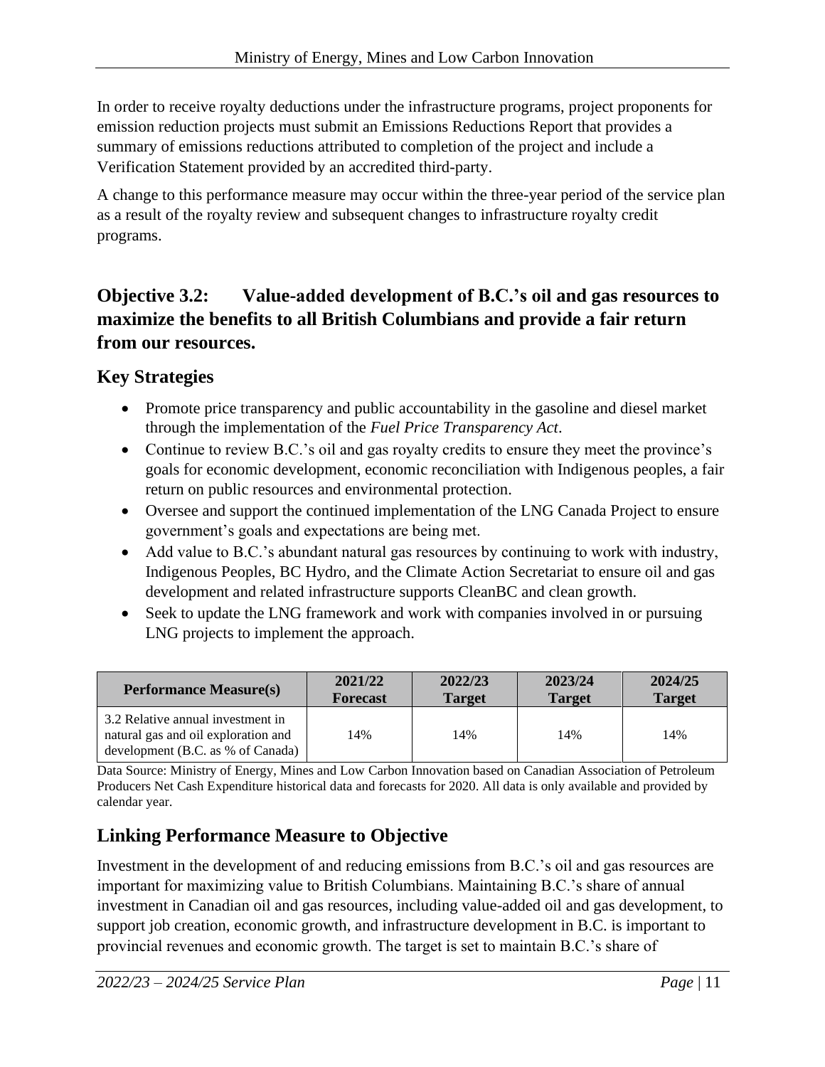In order to receive royalty deductions under the infrastructure programs, project proponents for emission reduction projects must submit an Emissions Reductions Report that provides a summary of emissions reductions attributed to completion of the project and include a Verification Statement provided by an accredited third-party.

A change to this performance measure may occur within the three-year period of the service plan as a result of the royalty review and subsequent changes to infrastructure royalty credit programs.

## Objective 3.2: Value-added development of B.C.'s oil and gas resources to maximize the benefits to all British Columbians and provide a fair return from our resources.

### Key Strategies

- Promote price transparency and public accountability in the gasoline and diesel market through the implementation of the *Fuel Price Transparency Act*.
- Continue to review B.C.'s oil and gas royalty credits to ensure they meet the province's goals for economic development, economic reconciliation with Indigenous peoples, a fair return on public resources and environmental protection.
- Oversee and support the continued implementation of the LNG Canada Project to ensure government's goals and expectations are being met.
- Add value to B.C.'s abundant natural gas resources by continuing to work with industry, Indigenous Peoples, BC Hydro, and the Climate Action Secretariat to ensure oil and gas development and related infrastructure supports CleanBC and clean growth.
- Seek to update the LNG framework and work with companies involved in or pursuing LNG projects to implement the approach.

| Performance Measure(s) | 2021/22 Forecast | 2022/23 Target | 2023/24 Target | 2024/25 Target |
|---|---|---|---|---|
| 3.2 Relative annual investment in natural gas and oil exploration and development (B.C. as % of Canada) | 14% | 14% | 14% | 14% |

Data Source: Ministry of Energy, Mines and Low Carbon Innovation based on Canadian Association of Petroleum Producers Net Cash Expenditure historical data and forecasts for 2020. All data is only available and provided by calendar year.

### Linking Performance Measure to Objective

Investment in the development of and reducing emissions from B.C.'s oil and gas resources are important for maximizing value to British Columbians. Maintaining B.C.'s share of annual investment in Canadian oil and gas resources, including value-added oil and gas development, to support job creation, economic growth, and infrastructure development in B.C. is important to provincial revenues and economic growth. The target is set to maintain B.C.'s share of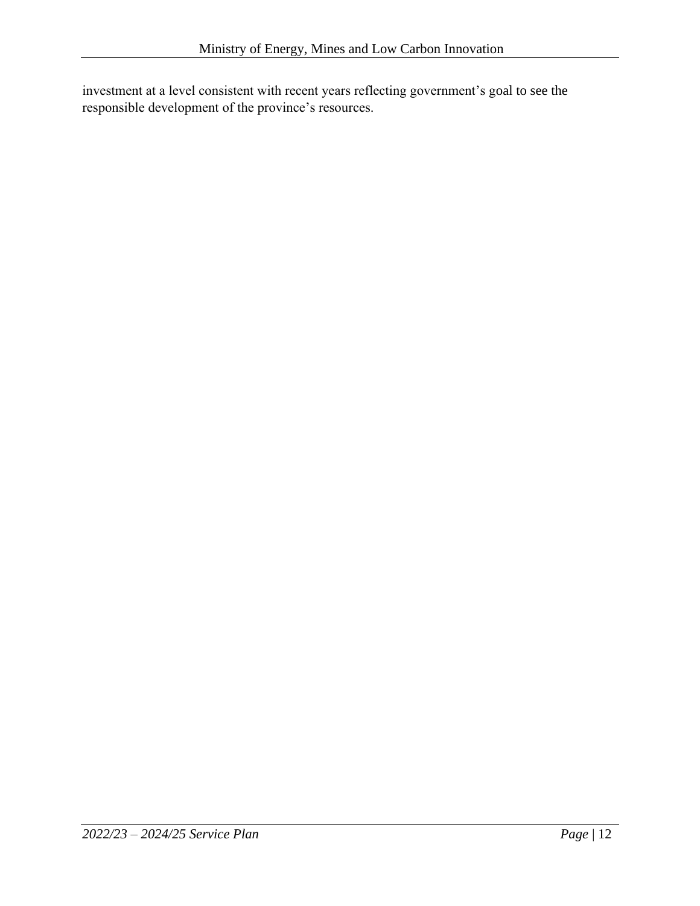investment at a level consistent with recent years reflecting government's goal to see the responsible development of the province's resources.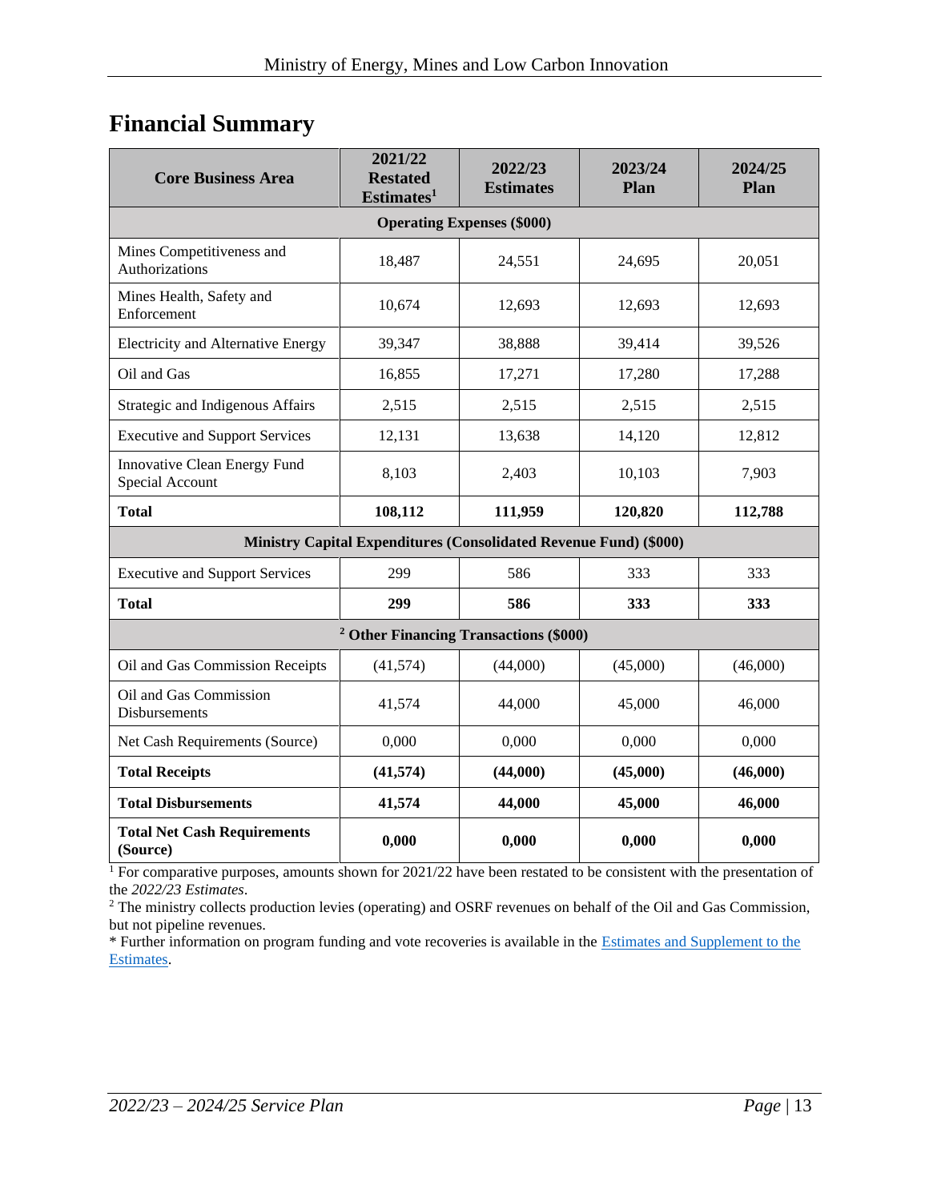## Financial Summary

| Core Business Area | 2021/22 Restated Estimates[1] | 2022/23 Estimates | 2023/24 Plan | 2024/25 Plan |
|---|---|---|---|---|
| **Operating Expenses ($000)** | | | | |
| Mines Competitiveness and Authorizations | 18,487 | 24,551 | 24,695 | 20,051 |
| Mines Health, Safety and Enforcement | 10,674 | 12,693 | 12,693 | 12,693 |
| Electricity and Alternative Energy | 39,347 | 38,888 | 39,414 | 39,526 |
| Oil and Gas | 16,855 | 17,271 | 17,280 | 17,288 |
| Strategic and Indigenous Affairs | 2,515 | 2,515 | 2,515 | 2,515 |
| Executive and Support Services | 12,131 | 13,638 | 14,120 | 12,812 |
| Innovative Clean Energy Fund Special Account | 8,103 | 2,403 | 10,103 | 7,903 |
| **Total** | **108,112** | **111,959** | **120,820** | **112,788** |
| **Ministry Capital Expenditures (Consolidated Revenue Fund) ($000)** | | | | |
| Executive and Support Services | 299 | 586 | 333 | 333 |
| **Total** | **299** | **586** | **333** | **333** |
| **[2] Other Financing Transactions ($000)** | | | | |
| Oil and Gas Commission Receipts | (41,574) | (44,000) | (45,000) | (46,000) |
| Oil and Gas Commission Disbursements | 41,574 | 44,000 | 45,000 | 46,000 |
| Net Cash Requirements (Source) | 0,000 | 0,000 | 0,000 | 0,000 |
| **Total Receipts** | **(41,574)** | **(44,000)** | **(45,000)** | **(46,000)** |
| **Total Disbursements** | **41,574** | **44,000** | **45,000** | **46,000** |
| **Total Net Cash Requirements (Source)** | **0,000** | **0,000** | **0,000** | **0,000** |

[1] For comparative purposes, amounts shown for 2021/22 have been restated to be consistent with the presentation of the *2022/23 Estimates*.

[2] The ministry collects production levies (operating) and OSRF revenues on behalf of the Oil and Gas Commission, but not pipeline revenues.

* Further information on program funding and vote recoveries is available in the Estimates and Supplement to the Estimates.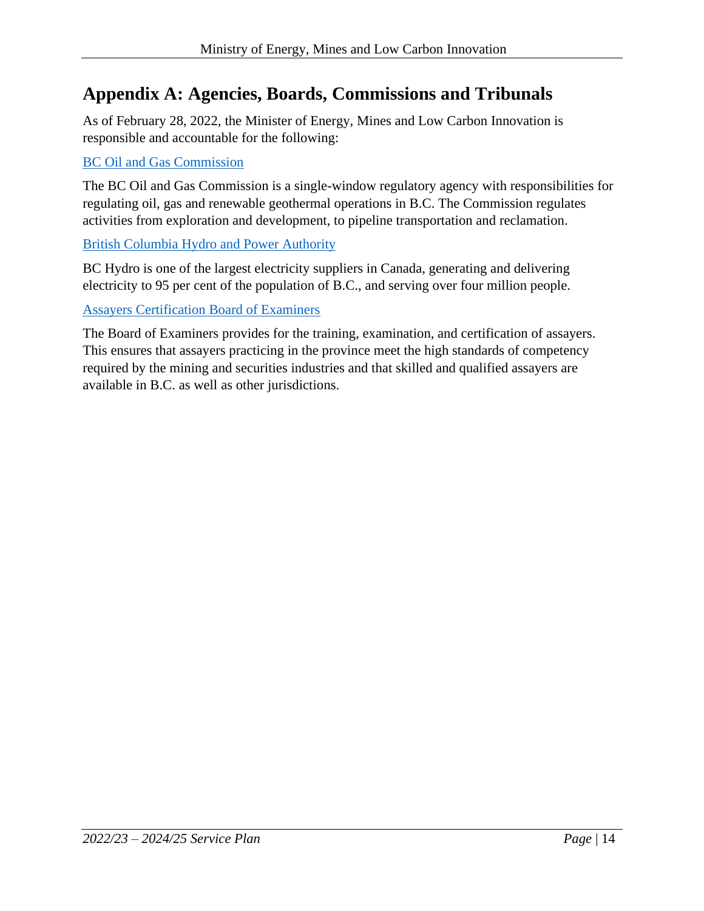# Appendix A: Agencies, Boards, Commissions and Tribunals

As of February 28, 2022, the Minister of Energy, Mines and Low Carbon Innovation is responsible and accountable for the following:

BC Oil and Gas Commission

The BC Oil and Gas Commission is a single-window regulatory agency with responsibilities for regulating oil, gas and renewable geothermal operations in B.C. The Commission regulates activities from exploration and development, to pipeline transportation and reclamation.

British Columbia Hydro and Power Authority

BC Hydro is one of the largest electricity suppliers in Canada, generating and delivering electricity to 95 per cent of the population of B.C., and serving over four million people.

Assayers Certification Board of Examiners

The Board of Examiners provides for the training, examination, and certification of assayers. This ensures that assayers practicing in the province meet the high standards of competency required by the mining and securities industries and that skilled and qualified assayers are available in B.C. as well as other jurisdictions.